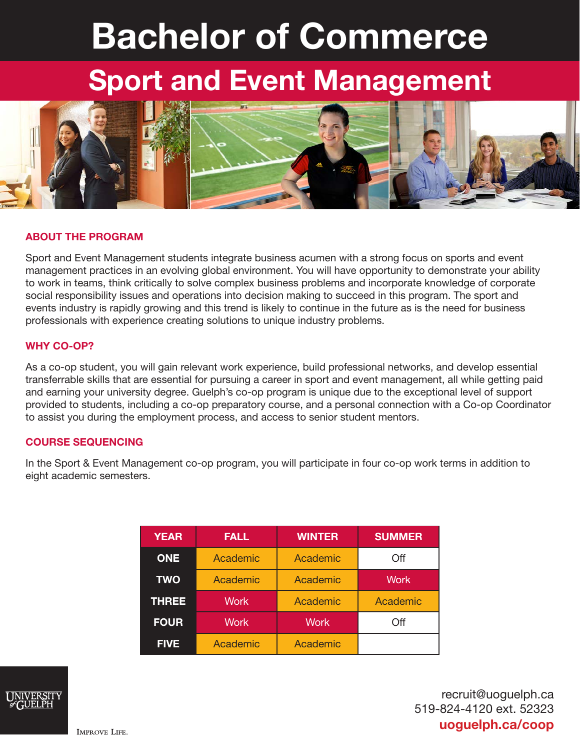# Bachelor of Commerce

## Sport and Event Management

### ABOUT THE PROGRAM

Sport and Event Management students integrate business acumen with a strong focus on sports and event management practices in an evolving global environment. You will have opportunity to demonstrate your ability to work in teams, think critically to solve complex business problems and incorporate knowledge of corporate social responsibility issues and operations into decision making to succeed in this program. The sport and events industry is rapidly growing and this trend is likely to continue in the future as is the need for business professionals with experience creating solutions to unique industry problems.

### WHY CO-OP?

As a co-op student, you will gain relevant work experience, build professional networks, and develop essential transferrable skills that are essential for pursuing a career in sport and event management, all while getting paid and earning your university degree. Guelph's co-op program is unique due to the exceptional level of support provided to students, including a co-op preparatory course, and a personal connection with a Co-op Coordinator to assist you during the employment process, and access to senior student mentors.

### COURSE SEQUENCING

In the Sport & Event Management co-op program, you will participate in four co-op work terms in addition to eight academic semesters.

| YEAR | FALL | WINTER | SUMMER |
|---|---|---|---|
| ONE | Academic | Academic | Off |
| TWO | Academic | Academic | Work |
| THREE | Work | Academic | Academic |
| FOUR | Work | Work | Off |
| FIVE | Academic | Academic | |

UNIVERSITY of GUELPH

IMPROVE LIFE.

recruit@uoguelph.ca
519-824-4120 ext. 52323
**uoguelph.ca/coop**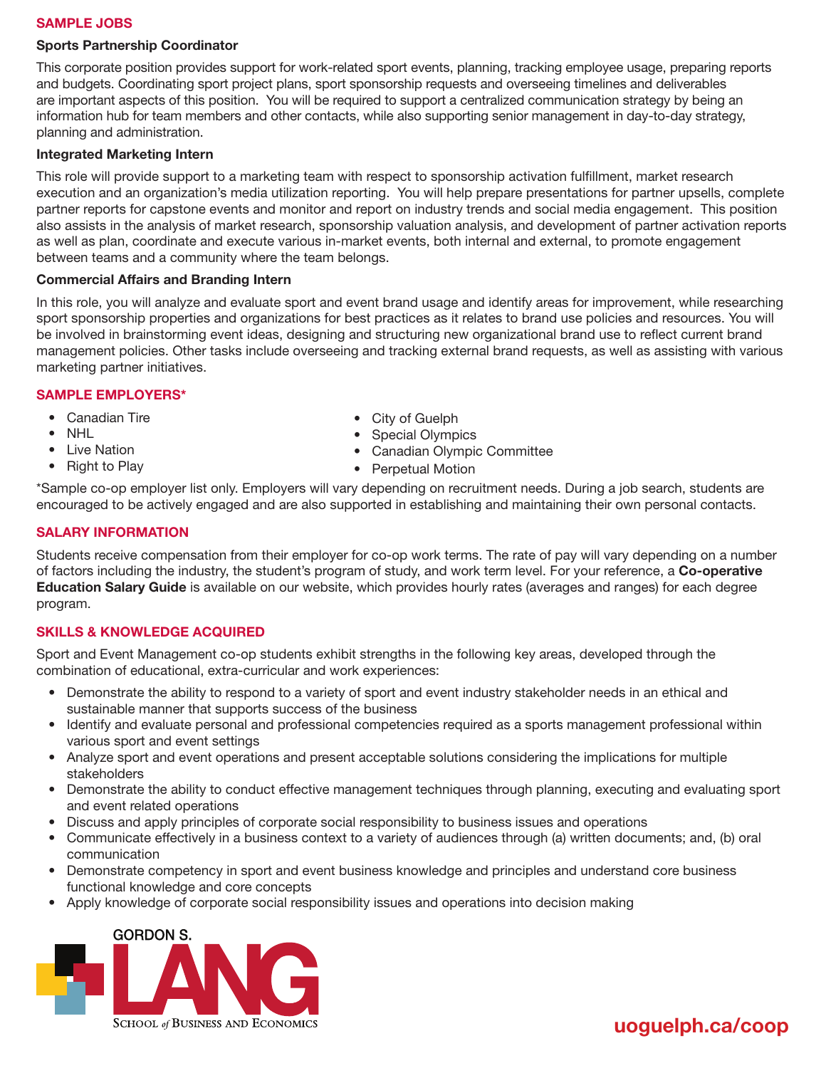## SAMPLE JOBS

### Sports Partnership Coordinator

This corporate position provides support for work-related sport events, planning, tracking employee usage, preparing reports and budgets. Coordinating sport project plans, sport sponsorship requests and overseeing timelines and deliverables are important aspects of this position. You will be required to support a centralized communication strategy by being an information hub for team members and other contacts, while also supporting senior management in day-to-day strategy, planning and administration.

### Integrated Marketing Intern

This role will provide support to a marketing team with respect to sponsorship activation fulfillment, market research execution and an organization's media utilization reporting. You will help prepare presentations for partner upsells, complete partner reports for capstone events and monitor and report on industry trends and social media engagement. This position also assists in the analysis of market research, sponsorship valuation analysis, and development of partner activation reports as well as plan, coordinate and execute various in-market events, both internal and external, to promote engagement between teams and a community where the team belongs.

### Commercial Affairs and Branding Intern

In this role, you will analyze and evaluate sport and event brand usage and identify areas for improvement, while researching sport sponsorship properties and organizations for best practices as it relates to brand use policies and resources. You will be involved in brainstorming event ideas, designing and structuring new organizational brand use to reflect current brand management policies. Other tasks include overseeing and tracking external brand requests, as well as assisting with various marketing partner initiatives.

## SAMPLE EMPLOYERS*

- Canadian Tire
- NHL
- Live Nation
- Right to Play
- City of Guelph
- Special Olympics
- Canadian Olympic Committee
- Perpetual Motion

*Sample co-op employer list only. Employers will vary depending on recruitment needs. During a job search, students are encouraged to be actively engaged and are also supported in establishing and maintaining their own personal contacts.

## SALARY INFORMATION

Students receive compensation from their employer for co-op work terms. The rate of pay will vary depending on a number of factors including the industry, the student's program of study, and work term level. For your reference, a **Co-operative Education Salary Guide** is available on our website, which provides hourly rates (averages and ranges) for each degree program.

## SKILLS & KNOWLEDGE ACQUIRED

Sport and Event Management co-op students exhibit strengths in the following key areas, developed through the combination of educational, extra-curricular and work experiences:

- Demonstrate the ability to respond to a variety of sport and event industry stakeholder needs in an ethical and sustainable manner that supports success of the business
- Identify and evaluate personal and professional competencies required as a sports management professional within various sport and event settings
- Analyze sport and event operations and present acceptable solutions considering the implications for multiple stakeholders
- Demonstrate the ability to conduct effective management techniques through planning, executing and evaluating sport and event related operations
- Discuss and apply principles of corporate social responsibility to business issues and operations
- Communicate effectively in a business context to a variety of audiences through (a) written documents; and, (b) oral communication
- Demonstrate competency in sport and event business knowledge and principles and understand core business functional knowledge and core concepts
- Apply knowledge of corporate social responsibility issues and operations into decision making

GORDON S. LANG
School *of* Business and Economics

**uoguelph.ca/coop**